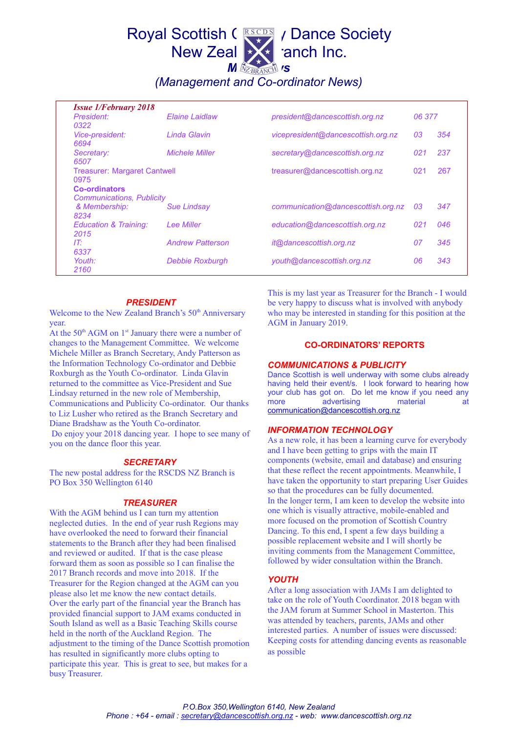# Royal Scottish Country Dance Society New Zealand Branch Inc.

## Minutes

*(Management and Co-ordinator News)*

***Issue 1/February 2018***

| | | | |
|---|---|---|---|
| *President:* | *Elaine Laidlaw* | *president@dancescottish.org.nz* | *06 377 0322* |
| *Vice-president:* | *Linda Glavin* | *vicepresident@dancescottish.org.nz* | *03 354 6694* |
| *Secretary:* | *Michele Miller* | *secretary@dancescottish.org.nz* | *021 237 6507* |
| Treasurer: | Margaret Cantwell | treasurer@dancescottish.org.nz | 021 267 0975 |
| **Co-ordinators** | | | |
| *Communications, Publicity & Membership:* | *Sue Lindsay* | *communication@dancescottish.org.nz* | *03 347 8234* |
| *Education & Training:* | *Lee Miller* | *education@dancescottish.org.nz* | *021 046 2015* |
| *IT:* | *Andrew Patterson* | *it@dancescottish.org.nz* | *07 345 6337* |
| *Youth:* | *Debbie Roxburgh* | *youth@dancescottish.org.nz* | *06 343 2160* |

### PRESIDENT

Welcome to the New Zealand Branch's 50th Anniversary year.

At the 50th AGM on 1st January there were a number of changes to the Management Committee. We welcome Michele Miller as Branch Secretary, Andy Patterson as the Information Technology Co-ordinator and Debbie Roxburgh as the Youth Co-ordinator. Linda Glavin returned to the committee as Vice-President and Sue Lindsay returned in the new role of Membership, Communications and Publicity Co-ordinator. Our thanks to Liz Lusher who retired as the Branch Secretary and Diane Bradshaw as the Youth Co-ordinator.

Do enjoy your 2018 dancing year. I hope to see many of you on the dance floor this year.

### SECRETARY

The new postal address for the RSCDS NZ Branch is PO Box 350 Wellington 6140

### TREASURER

With the AGM behind us I can turn my attention neglected duties. In the end of year rush Regions may have overlooked the need to forward their financial statements to the Branch after they had been finalised and reviewed or audited. If that is the case please forward them as soon as possible so I can finalise the 2017 Branch records and move into 2018. If the Treasurer for the Region changed at the AGM can you please also let me know the new contact details.

Over the early part of the financial year the Branch has provided financial support to JAM exams conducted in South Island as well as a Basic Teaching Skills course held in the north of the Auckland Region. The adjustment to the timing of the Dance Scottish promotion has resulted in significantly more clubs opting to participate this year. This is great to see, but makes for a busy Treasurer.

This is my last year as Treasurer for the Branch - I would be very happy to discuss what is involved with anybody who may be interested in standing for this position at the AGM in January 2019.

### CO-ORDINATORS' REPORTS

#### COMMUNICATIONS & PUBLICITY

Dance Scottish is well underway with some clubs already having held their event/s. I look forward to hearing how your club has got on. Do let me know if you need any more advertising material at communication@dancescottish.org.nz

#### INFORMATION TECHNOLOGY

As a new role, it has been a learning curve for everybody and I have been getting to grips with the main IT components (website, email and database) and ensuring that these reflect the recent appointments. Meanwhile, I have taken the opportunity to start preparing User Guides so that the procedures can be fully documented.

In the longer term, I am keen to develop the website into one which is visually attractive, mobile-enabled and more focused on the promotion of Scottish Country Dancing. To this end, I spent a few days building a possible replacement website and I will shortly be inviting comments from the Management Committee, followed by wider consultation within the Branch.

#### YOUTH

After a long association with JAMs I am delighted to take on the role of Youth Coordinator. 2018 began with the JAM forum at Summer School in Masterton. This was attended by teachers, parents, JAMs and other interested parties. A number of issues were discussed: Keeping costs for attending dancing events as reasonable as possible

*P.O.Box 350,Wellington 6140, New Zealand*
*Phone : +64 - email : secretary@dancescottish.org.nz - web: www.dancescottish.org.nz*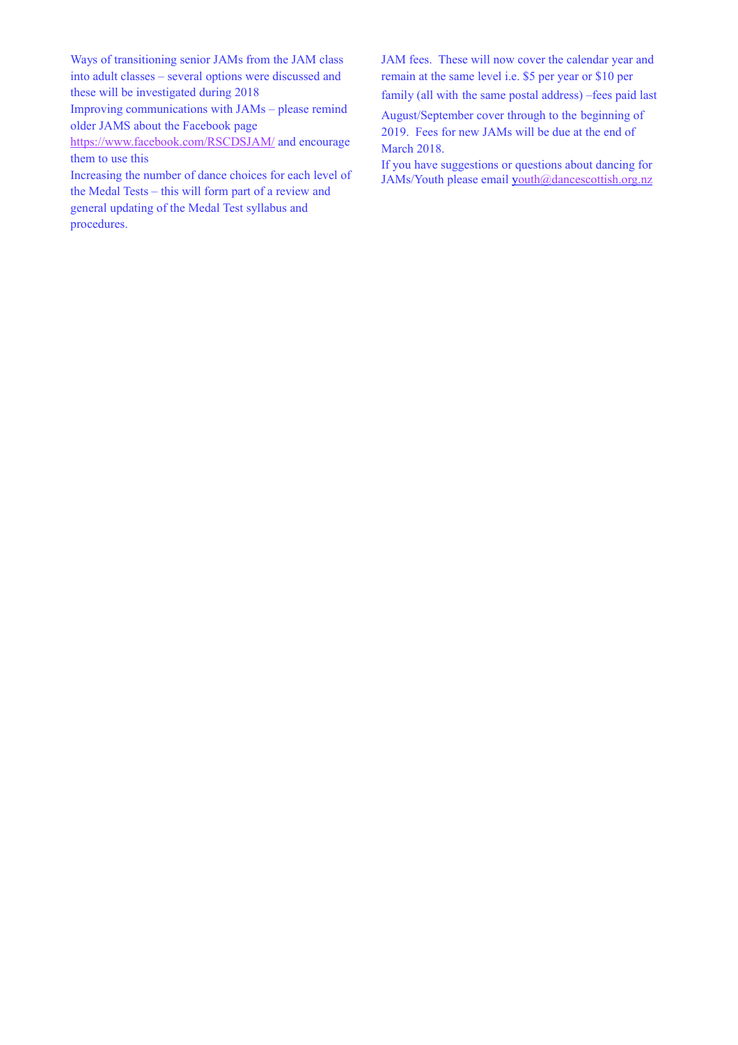Ways of transitioning senior JAMs from the JAM class into adult classes – several options were discussed and these will be investigated during 2018

Improving communications with JAMs – please remind older JAMS about the Facebook page https://www.facebook.com/RSCDSJAM/ and encourage them to use this

Increasing the number of dance choices for each level of the Medal Tests – this will form part of a review and general updating of the Medal Test syllabus and procedures.

JAM fees. These will now cover the calendar year and remain at the same level i.e. $5 per year or $10 per family (all with the same postal address) –fees paid last August/September cover through to the beginning of 2019. Fees for new JAMs will be due at the end of March 2018.

If you have suggestions or questions about dancing for JAMs/Youth please email youth@dancescottish.org.nz